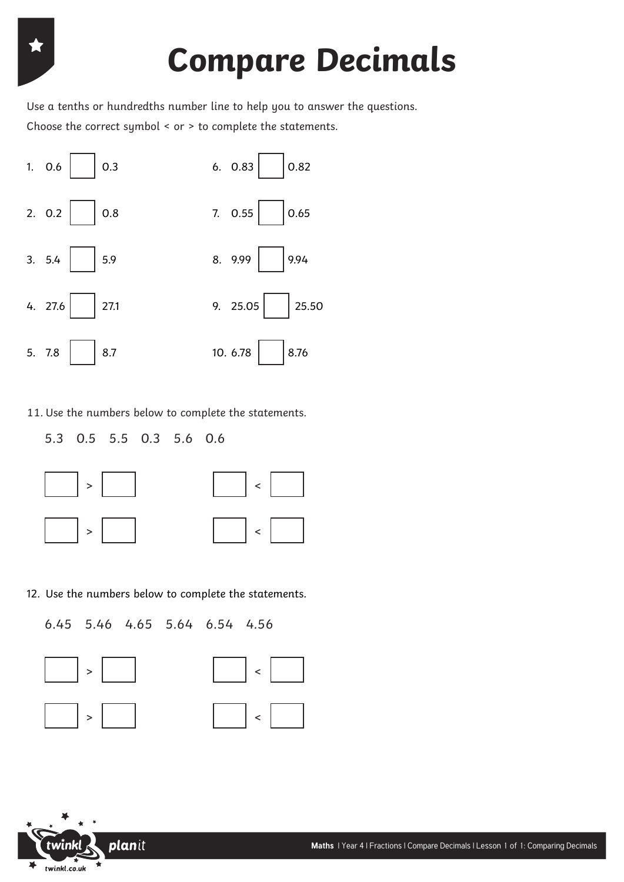# Compare Decimals

Use a tenths or hundredths number line to help you to answer the questions.

Choose the correct symbol < or > to complete the statements.

1. 0.6 ☐ 0.3
2. 0.2 ☐ 0.8
3. 5.4 ☐ 5.9
4. 27.6 ☐ 27.1
5. 7.8 ☐ 8.7
6. 0.83 ☐ 0.82
7. 0.55 ☐ 0.65
8. 9.99 ☐ 9.94
9. 25.05 ☐ 25.50
10. 6.78 ☐ 8.76

11. Use the numbers below to complete the statements.

5.3  0.5  5.5  0.3  5.6  0.6

☐ > ☐  ☐ < ☐

☐ > ☐  ☐ < ☐

12. Use the numbers below to complete the statements.

6.45  5.46  4.65  5.64  6.54  4.56

☐ > ☐  ☐ < ☐

☐ > ☐  ☐ < ☐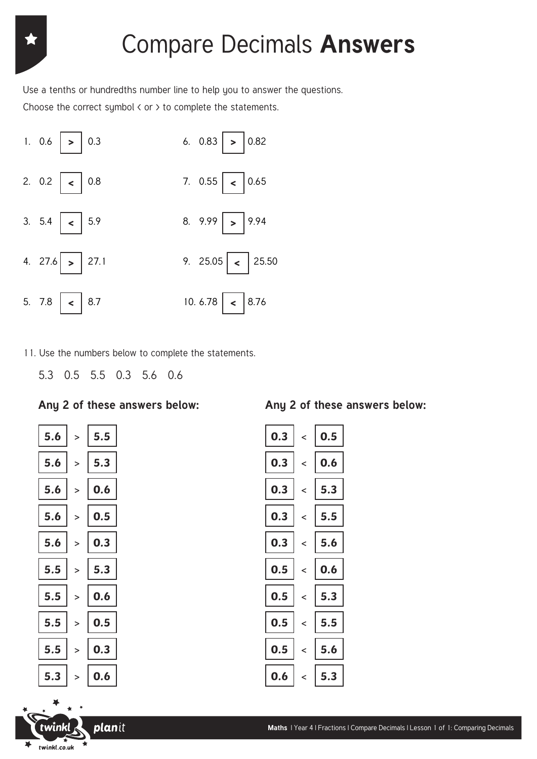# Compare Decimals **Answers**

Use a tenths or hundredths number line to help you to answer the questions.

Choose the correct symbol < or > to complete the statements.

1. 0.6 **>** 0.3
2. 0.2 **<** 0.8
3. 5.4 **<** 5.9
4. 27.6 **>** 27.1
5. 7.8 **<** 8.7
6. 0.83 **>** 0.82
7. 0.55 **<** 0.65
8. 9.99 **>** 9.94
9. 25.05 **<** 25.50
10. 6.78 **<** 8.76

11. Use the numbers below to complete the statements.

    5.3 0.5 5.5 0.3 5.6 0.6

**Any 2 of these answers below:**

**5.6** > **5.5**

**5.6** > **5.3**

**5.6** > **0.6**

**5.6** > **0.5**

**5.6** > **0.3**

**5.5** > **5.3**

**5.5** > **0.6**

**5.5** > **0.5**

**5.5** > **0.3**

**5.3** > **0.6**

**Any 2 of these answers below:**

**0.3** < **0.5**

**0.3** < **0.6**

**0.3** < **5.3**

**0.3** < **5.5**

**0.3** < **5.6**

**0.5** < **0.6**

**0.5** < **5.3**

**0.5** < **5.5**

**0.5** < **5.6**

**0.6** < **5.3**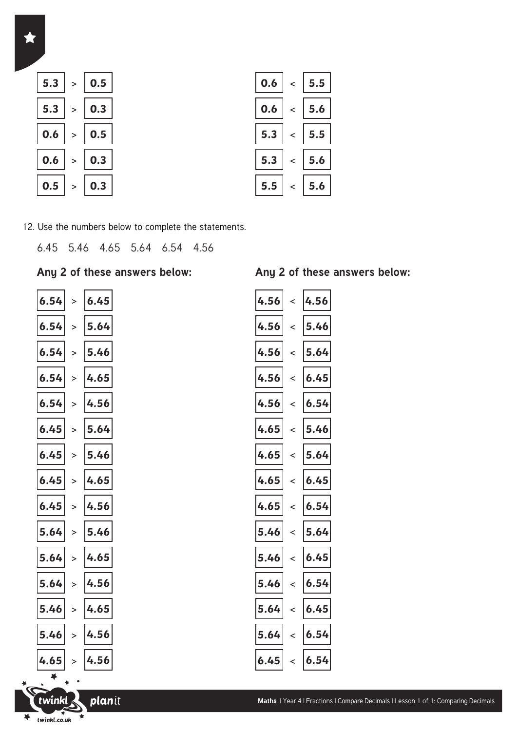| | | | | | |
|---|---|---|---|---|---|
| 5.3 | > | 0.5 | 0.6 | < | 5.5 |
| 5.3 | > | 0.3 | 0.6 | < | 5.6 |
| 0.6 | > | 0.5 | 5.3 | < | 5.5 |
| 0.6 | > | 0.3 | 5.3 | < | 5.6 |
| 0.5 | > | 0.3 | 5.5 | < | 5.6 |

12. Use the numbers below to complete the statements.

6.45 5.46 4.65 5.64 6.54 4.56

**Any 2 of these answers below:**

| | | |
|---|---|---|
| 6.54 | > | 6.45 |
| 6.54 | > | 5.64 |
| 6.54 | > | 5.46 |
| 6.54 | > | 4.65 |
| 6.54 | > | 4.56 |
| 6.45 | > | 5.64 |
| 6.45 | > | 5.46 |
| 6.45 | > | 4.65 |
| 6.45 | > | 4.56 |
| 5.64 | > | 5.46 |
| 5.64 | > | 4.65 |
| 5.64 | > | 4.56 |
| 5.46 | > | 4.65 |
| 5.46 | > | 4.56 |
| 4.65 | > | 4.56 |

**Any 2 of these answers below:**

| | | |
|---|---|---|
| 4.56 | < | 4.56 |
| 4.56 | < | 5.46 |
| 4.56 | < | 5.64 |
| 4.56 | < | 6.45 |
| 4.56 | < | 6.54 |
| 4.65 | < | 5.46 |
| 4.65 | < | 5.64 |
| 4.65 | < | 6.45 |
| 4.65 | < | 6.54 |
| 5.46 | < | 5.64 |
| 5.46 | < | 6.45 |
| 5.46 | < | 6.54 |
| 5.64 | < | 6.45 |
| 5.64 | < | 6.54 |
| 6.45 | < | 6.54 |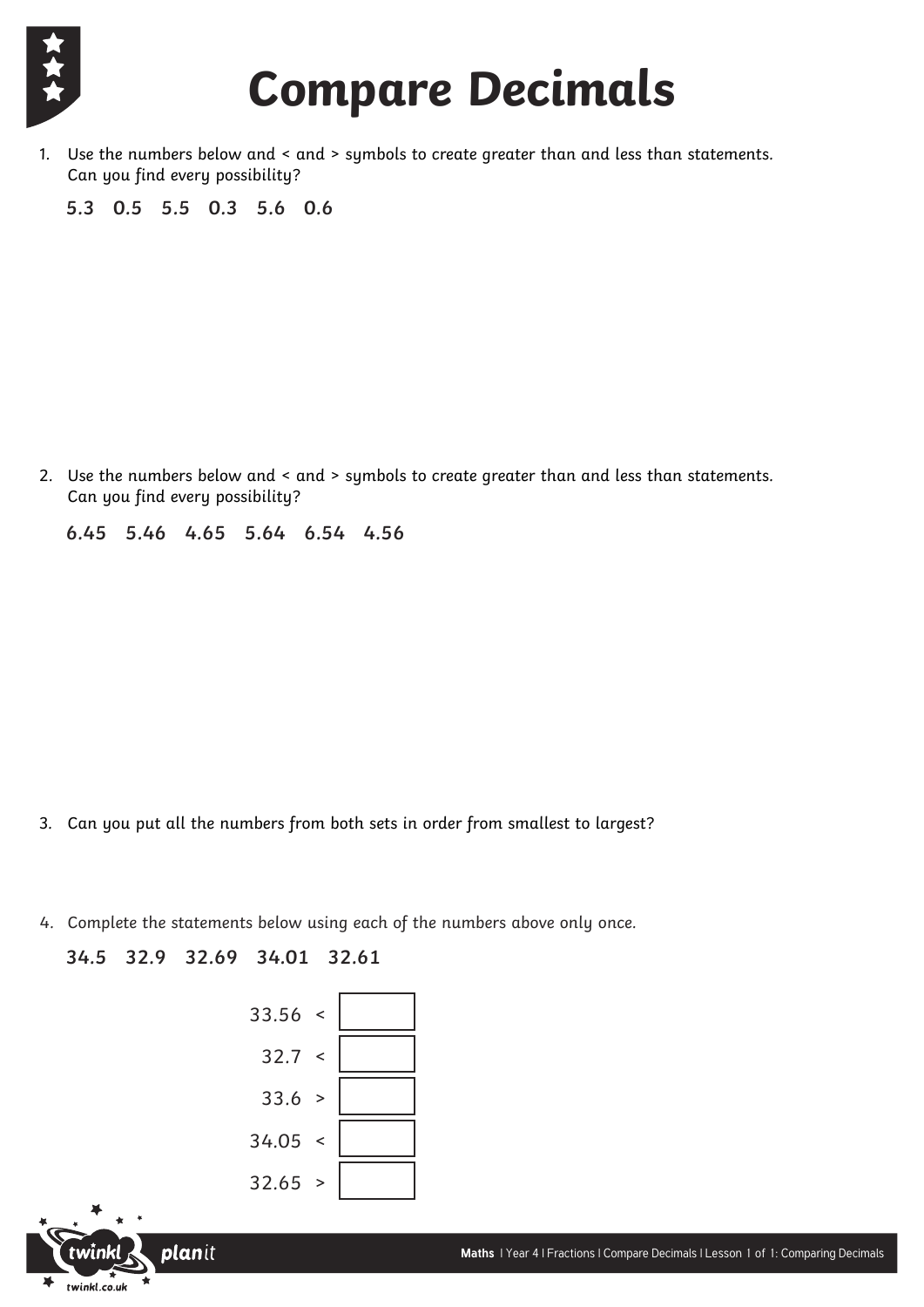# Compare Decimals

1. Use the numbers below and < and > symbols to create greater than and less than statements. Can you find every possibility?

   **5.3 0.5 5.5 0.3 5.6 0.6**

2. Use the numbers below and < and > symbols to create greater than and less than statements. Can you find every possibility?

   **6.45 5.46 4.65 5.64 6.54 4.56**

3. Can you put all the numbers from both sets in order from smallest to largest?

4. Complete the statements below using each of the numbers above only once.

   **34.5 32.9 32.69 34.01 32.61**

   33.56 < ☐

   32.7 < ☐

   33.6 > ☐

   34.05 < ☐

   32.65 > ☐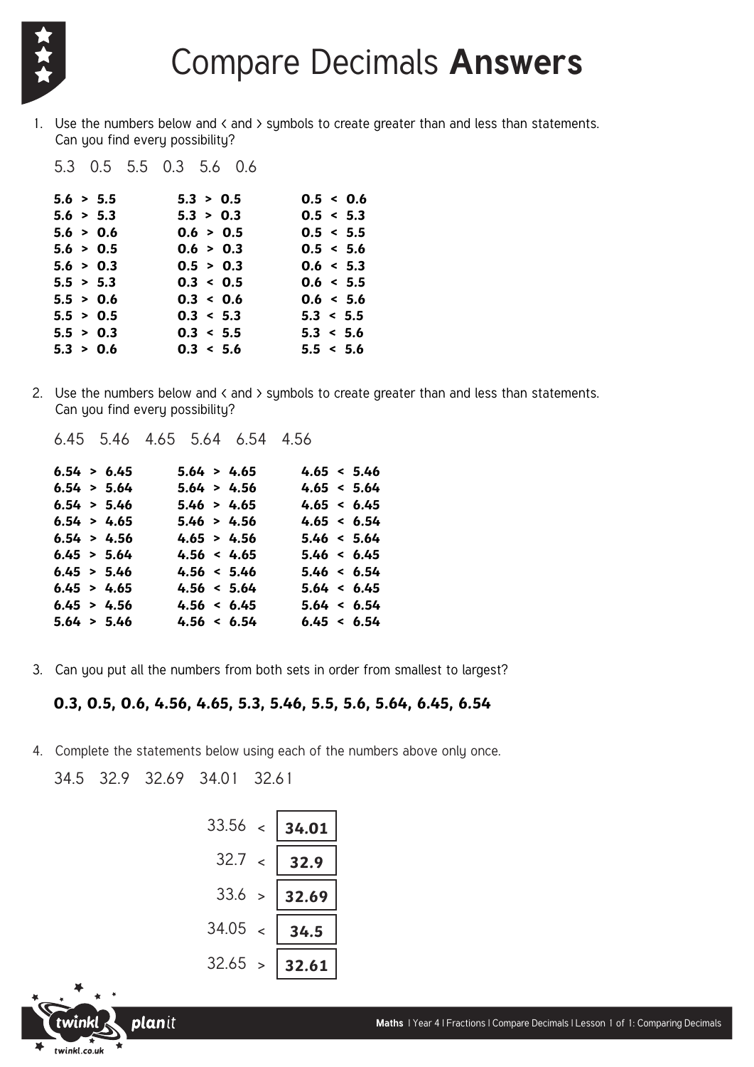# Compare Decimals **Answers**

1. Use the numbers below and < and > symbols to create greater than and less than statements. Can you find every possibility?

   5.3 0.5 5.5 0.3 5.6 0.6

| | | |
|---|---|---|
| **5.6 > 5.5** | **5.3 > 0.5** | **0.5 < 0.6** |
| **5.6 > 5.3** | **5.3 > 0.3** | **0.5 < 5.3** |
| **5.6 > 0.6** | **0.6 > 0.5** | **0.5 < 5.5** |
| **5.6 > 0.5** | **0.6 > 0.3** | **0.5 < 5.6** |
| **5.6 > 0.3** | **0.5 > 0.3** | **0.6 < 5.3** |
| **5.5 > 5.3** | **0.3 < 0.5** | **0.6 < 5.5** |
| **5.5 > 0.6** | **0.3 < 0.6** | **0.6 < 5.6** |
| **5.5 > 0.5** | **0.3 < 5.3** | **5.3 < 5.5** |
| **5.5 > 0.3** | **0.3 < 5.5** | **5.3 < 5.6** |
| **5.3 > 0.6** | **0.3 < 5.6** | **5.5 < 5.6** |

2. Use the numbers below and < and > symbols to create greater than and less than statements. Can you find every possibility?

   6.45 5.46 4.65 5.64 6.54 4.56

| | | |
|---|---|---|
| **6.54 > 6.45** | **5.64 > 4.65** | **4.65 < 5.46** |
| **6.54 > 5.64** | **5.64 > 4.56** | **4.65 < 5.64** |
| **6.54 > 5.46** | **5.46 > 4.65** | **4.65 < 6.45** |
| **6.54 > 4.65** | **5.46 > 4.56** | **4.65 < 6.54** |
| **6.54 > 4.56** | **4.65 > 4.56** | **5.46 < 5.64** |
| **6.45 > 5.64** | **4.56 < 4.65** | **5.46 < 6.45** |
| **6.45 > 5.46** | **4.56 < 5.46** | **5.46 < 6.54** |
| **6.45 > 4.65** | **4.56 < 5.64** | **5.64 < 6.45** |
| **6.45 > 4.56** | **4.56 < 6.45** | **5.64 < 6.54** |
| **5.64 > 5.46** | **4.56 < 6.54** | **6.45 < 6.54** |

3. Can you put all the numbers from both sets in order from smallest to largest?

   **0.3, 0.5, 0.6, 4.56, 4.65, 5.3, 5.46, 5.5, 5.6, 5.64, 6.45, 6.54**

4. Complete the statements below using each of the numbers above only once.

   34.5 32.9 32.69 34.01 32.61

   33.56 < **34.01**

   32.7 < **32.9**

   33.6 > **32.69**

   34.05 < **34.5**

   32.65 > **32.61**